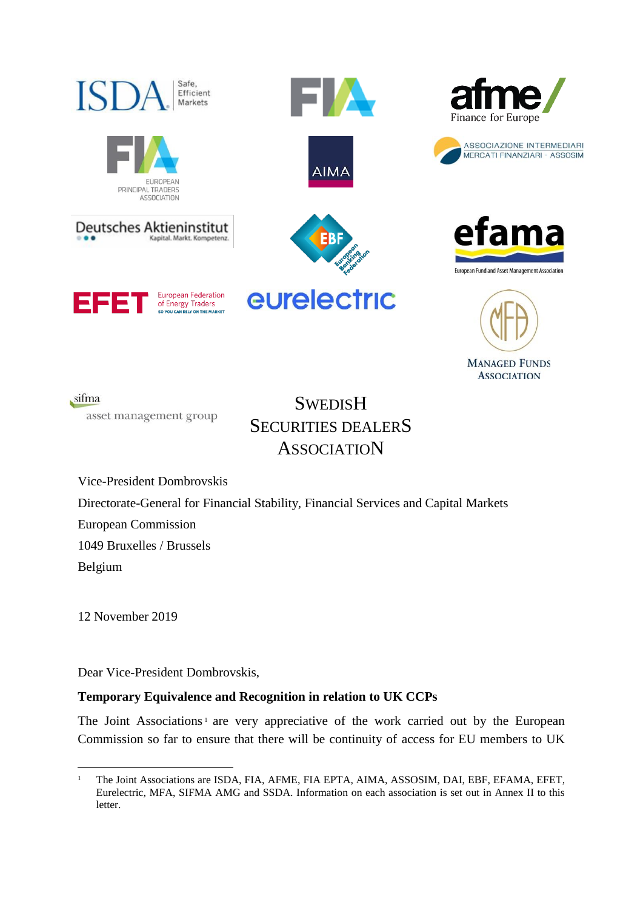Vice-President Dombrovskis

Directorate-General for Financial Stability, Financial Services and Capital Markets

European Commission

1049 Bruxelles / Brussels

Belgium

12 November 2019

Dear Vice-President Dombrovskis,

**Temporary Equivalence and Recognition in relation to UK CCPs**

The Joint Associations[1] are very appreciative of the work carried out by the European Commission so far to ensure that there will be continuity of access for EU members to UK

---

[1] The Joint Associations are ISDA, FIA, AFME, FIA EPTA, AIMA, ASSOSIM, DAI, EBF, EFAMA, EFET, Eurelectric, MFA, SIFMA AMG and SSDA. Information on each association is set out in Annex II to this letter.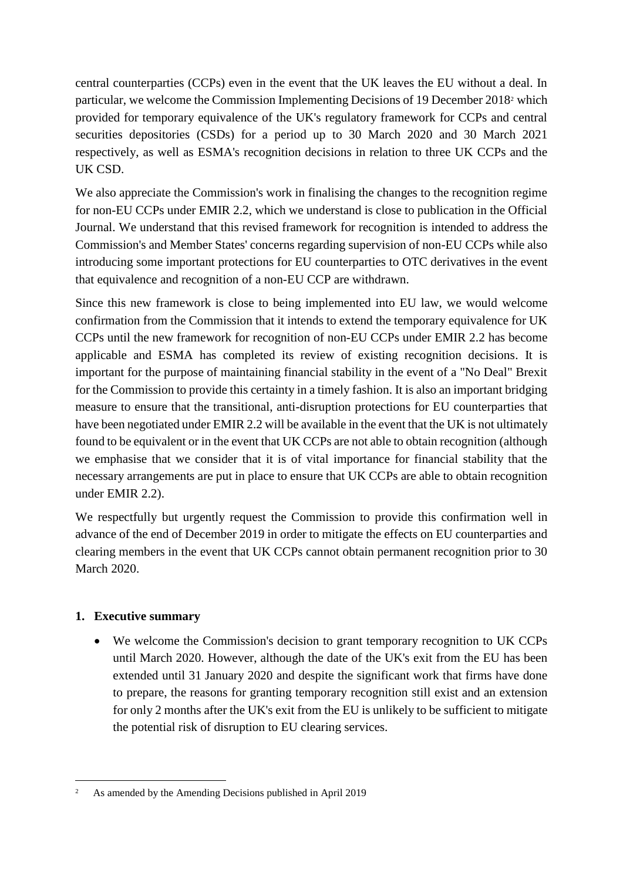central counterparties (CCPs) even in the event that the UK leaves the EU without a deal. In particular, we welcome the Commission Implementing Decisions of 19 December 2018[2] which provided for temporary equivalence of the UK's regulatory framework for CCPs and central securities depositories (CSDs) for a period up to 30 March 2020 and 30 March 2021 respectively, as well as ESMA's recognition decisions in relation to three UK CCPs and the UK CSD.

We also appreciate the Commission's work in finalising the changes to the recognition regime for non-EU CCPs under EMIR 2.2, which we understand is close to publication in the Official Journal. We understand that this revised framework for recognition is intended to address the Commission's and Member States' concerns regarding supervision of non-EU CCPs while also introducing some important protections for EU counterparties to OTC derivatives in the event that equivalence and recognition of a non-EU CCP are withdrawn.

Since this new framework is close to being implemented into EU law, we would welcome confirmation from the Commission that it intends to extend the temporary equivalence for UK CCPs until the new framework for recognition of non-EU CCPs under EMIR 2.2 has become applicable and ESMA has completed its review of existing recognition decisions. It is important for the purpose of maintaining financial stability in the event of a "No Deal" Brexit for the Commission to provide this certainty in a timely fashion. It is also an important bridging measure to ensure that the transitional, anti-disruption protections for EU counterparties that have been negotiated under EMIR 2.2 will be available in the event that the UK is not ultimately found to be equivalent or in the event that UK CCPs are not able to obtain recognition (although we emphasise that we consider that it is of vital importance for financial stability that the necessary arrangements are put in place to ensure that UK CCPs are able to obtain recognition under EMIR 2.2).

We respectfully but urgently request the Commission to provide this confirmation well in advance of the end of December 2019 in order to mitigate the effects on EU counterparties and clearing members in the event that UK CCPs cannot obtain permanent recognition prior to 30 March 2020.

## 1. Executive summary

- We welcome the Commission's decision to grant temporary recognition to UK CCPs until March 2020. However, although the date of the UK's exit from the EU has been extended until 31 January 2020 and despite the significant work that firms have done to prepare, the reasons for granting temporary recognition still exist and an extension for only 2 months after the UK's exit from the EU is unlikely to be sufficient to mitigate the potential risk of disruption to EU clearing services.

---

[2] As amended by the Amending Decisions published in April 2019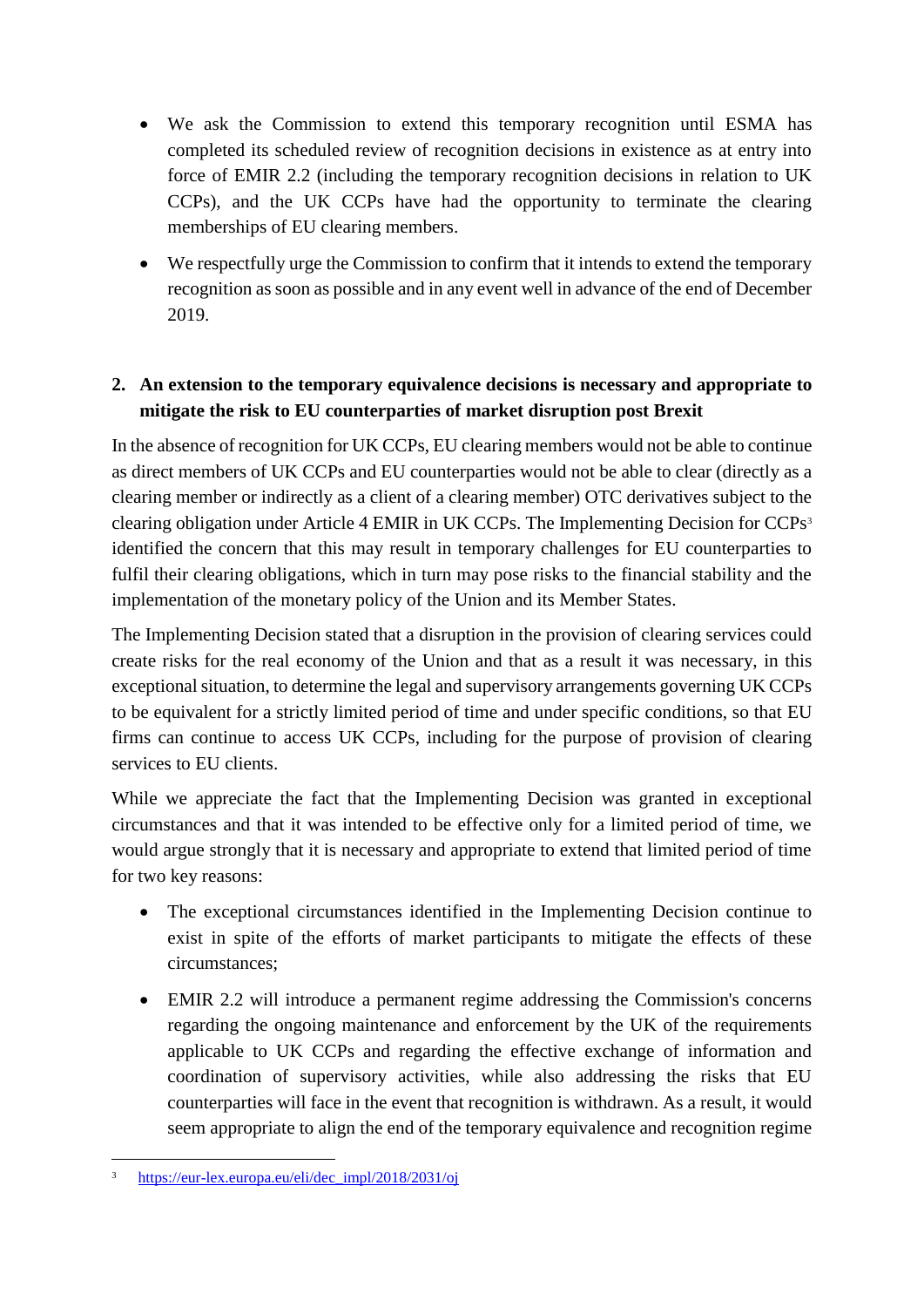- We ask the Commission to extend this temporary recognition until ESMA has completed its scheduled review of recognition decisions in existence as at entry into force of EMIR 2.2 (including the temporary recognition decisions in relation to UK CCPs), and the UK CCPs have had the opportunity to terminate the clearing memberships of EU clearing members.
- We respectfully urge the Commission to confirm that it intends to extend the temporary recognition as soon as possible and in any event well in advance of the end of December 2019.

## 2. An extension to the temporary equivalence decisions is necessary and appropriate to mitigate the risk to EU counterparties of market disruption post Brexit

In the absence of recognition for UK CCPs, EU clearing members would not be able to continue as direct members of UK CCPs and EU counterparties would not be able to clear (directly as a clearing member or indirectly as a client of a clearing member) OTC derivatives subject to the clearing obligation under Article 4 EMIR in UK CCPs. The Implementing Decision for CCPs[3] identified the concern that this may result in temporary challenges for EU counterparties to fulfil their clearing obligations, which in turn may pose risks to the financial stability and the implementation of the monetary policy of the Union and its Member States.

The Implementing Decision stated that a disruption in the provision of clearing services could create risks for the real economy of the Union and that as a result it was necessary, in this exceptional situation, to determine the legal and supervisory arrangements governing UK CCPs to be equivalent for a strictly limited period of time and under specific conditions, so that EU firms can continue to access UK CCPs, including for the purpose of provision of clearing services to EU clients.

While we appreciate the fact that the Implementing Decision was granted in exceptional circumstances and that it was intended to be effective only for a limited period of time, we would argue strongly that it is necessary and appropriate to extend that limited period of time for two key reasons:

- The exceptional circumstances identified in the Implementing Decision continue to exist in spite of the efforts of market participants to mitigate the effects of these circumstances;
- EMIR 2.2 will introduce a permanent regime addressing the Commission's concerns regarding the ongoing maintenance and enforcement by the UK of the requirements applicable to UK CCPs and regarding the effective exchange of information and coordination of supervisory activities, while also addressing the risks that EU counterparties will face in the event that recognition is withdrawn. As a result, it would seem appropriate to align the end of the temporary equivalence and recognition regime

[3] https://eur-lex.europa.eu/eli/dec_impl/2018/2031/oj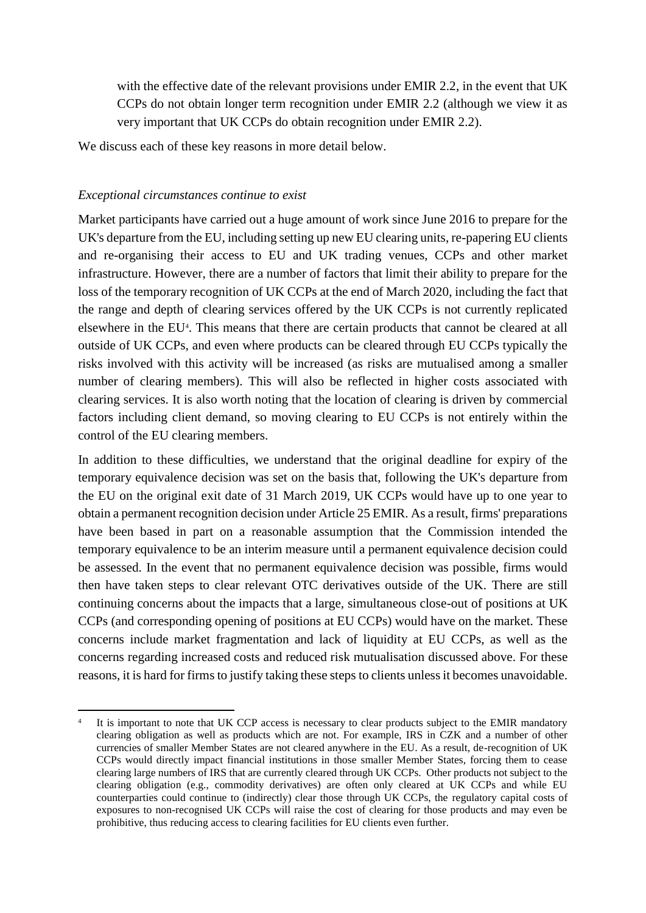with the effective date of the relevant provisions under EMIR 2.2, in the event that UK CCPs do not obtain longer term recognition under EMIR 2.2 (although we view it as very important that UK CCPs do obtain recognition under EMIR 2.2).

We discuss each of these key reasons in more detail below.

*Exceptional circumstances continue to exist*

Market participants have carried out a huge amount of work since June 2016 to prepare for the UK's departure from the EU, including setting up new EU clearing units, re-papering EU clients and re-organising their access to EU and UK trading venues, CCPs and other market infrastructure. However, there are a number of factors that limit their ability to prepare for the loss of the temporary recognition of UK CCPs at the end of March 2020, including the fact that the range and depth of clearing services offered by the UK CCPs is not currently replicated elsewhere in the EU[4]. This means that there are certain products that cannot be cleared at all outside of UK CCPs, and even where products can be cleared through EU CCPs typically the risks involved with this activity will be increased (as risks are mutualised among a smaller number of clearing members). This will also be reflected in higher costs associated with clearing services. It is also worth noting that the location of clearing is driven by commercial factors including client demand, so moving clearing to EU CCPs is not entirely within the control of the EU clearing members.

In addition to these difficulties, we understand that the original deadline for expiry of the temporary equivalence decision was set on the basis that, following the UK's departure from the EU on the original exit date of 31 March 2019, UK CCPs would have up to one year to obtain a permanent recognition decision under Article 25 EMIR. As a result, firms' preparations have been based in part on a reasonable assumption that the Commission intended the temporary equivalence to be an interim measure until a permanent equivalence decision could be assessed. In the event that no permanent equivalence decision was possible, firms would then have taken steps to clear relevant OTC derivatives outside of the UK. There are still continuing concerns about the impacts that a large, simultaneous close-out of positions at UK CCPs (and corresponding opening of positions at EU CCPs) would have on the market. These concerns include market fragmentation and lack of liquidity at EU CCPs, as well as the concerns regarding increased costs and reduced risk mutualisation discussed above. For these reasons, it is hard for firms to justify taking these steps to clients unless it becomes unavoidable.

---

[4] It is important to note that UK CCP access is necessary to clear products subject to the EMIR mandatory clearing obligation as well as products which are not. For example, IRS in CZK and a number of other currencies of smaller Member States are not cleared anywhere in the EU. As a result, de-recognition of UK CCPs would directly impact financial institutions in those smaller Member States, forcing them to cease clearing large numbers of IRS that are currently cleared through UK CCPs. Other products not subject to the clearing obligation (e.g., commodity derivatives) are often only cleared at UK CCPs and while EU counterparties could continue to (indirectly) clear those through UK CCPs, the regulatory capital costs of exposures to non-recognised UK CCPs will raise the cost of clearing for those products and may even be prohibitive, thus reducing access to clearing facilities for EU clients even further.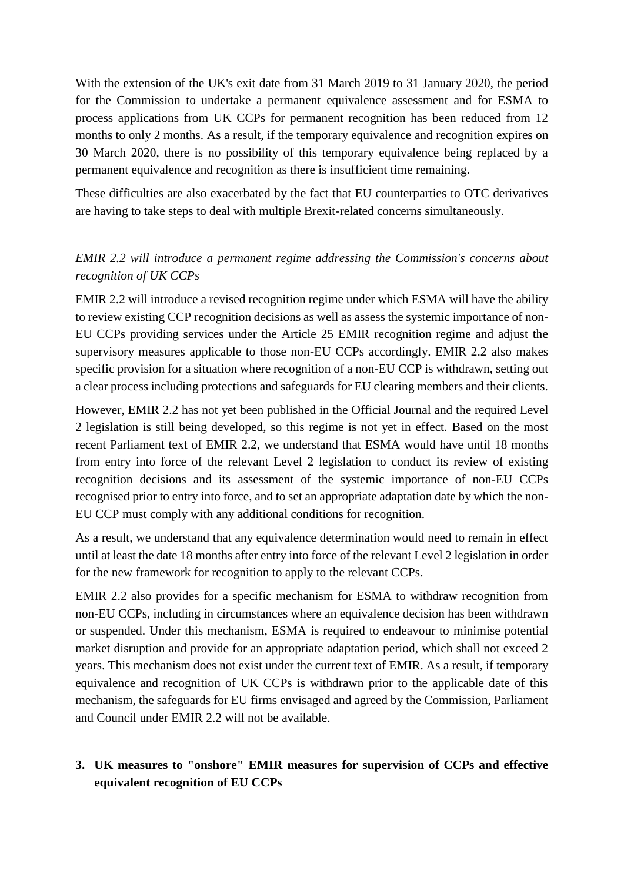With the extension of the UK's exit date from 31 March 2019 to 31 January 2020, the period for the Commission to undertake a permanent equivalence assessment and for ESMA to process applications from UK CCPs for permanent recognition has been reduced from 12 months to only 2 months. As a result, if the temporary equivalence and recognition expires on 30 March 2020, there is no possibility of this temporary equivalence being replaced by a permanent equivalence and recognition as there is insufficient time remaining.

These difficulties are also exacerbated by the fact that EU counterparties to OTC derivatives are having to take steps to deal with multiple Brexit-related concerns simultaneously.

*EMIR 2.2 will introduce a permanent regime addressing the Commission's concerns about recognition of UK CCPs*

EMIR 2.2 will introduce a revised recognition regime under which ESMA will have the ability to review existing CCP recognition decisions as well as assess the systemic importance of non-EU CCPs providing services under the Article 25 EMIR recognition regime and adjust the supervisory measures applicable to those non-EU CCPs accordingly. EMIR 2.2 also makes specific provision for a situation where recognition of a non-EU CCP is withdrawn, setting out a clear process including protections and safeguards for EU clearing members and their clients.

However, EMIR 2.2 has not yet been published in the Official Journal and the required Level 2 legislation is still being developed, so this regime is not yet in effect. Based on the most recent Parliament text of EMIR 2.2, we understand that ESMA would have until 18 months from entry into force of the relevant Level 2 legislation to conduct its review of existing recognition decisions and its assessment of the systemic importance of non-EU CCPs recognised prior to entry into force, and to set an appropriate adaptation date by which the non-EU CCP must comply with any additional conditions for recognition.

As a result, we understand that any equivalence determination would need to remain in effect until at least the date 18 months after entry into force of the relevant Level 2 legislation in order for the new framework for recognition to apply to the relevant CCPs.

EMIR 2.2 also provides for a specific mechanism for ESMA to withdraw recognition from non-EU CCPs, including in circumstances where an equivalence decision has been withdrawn or suspended. Under this mechanism, ESMA is required to endeavour to minimise potential market disruption and provide for an appropriate adaptation period, which shall not exceed 2 years. This mechanism does not exist under the current text of EMIR. As a result, if temporary equivalence and recognition of UK CCPs is withdrawn prior to the applicable date of this mechanism, the safeguards for EU firms envisaged and agreed by the Commission, Parliament and Council under EMIR 2.2 will not be available.

## 3. UK measures to "onshore" EMIR measures for supervision of CCPs and effective equivalent recognition of EU CCPs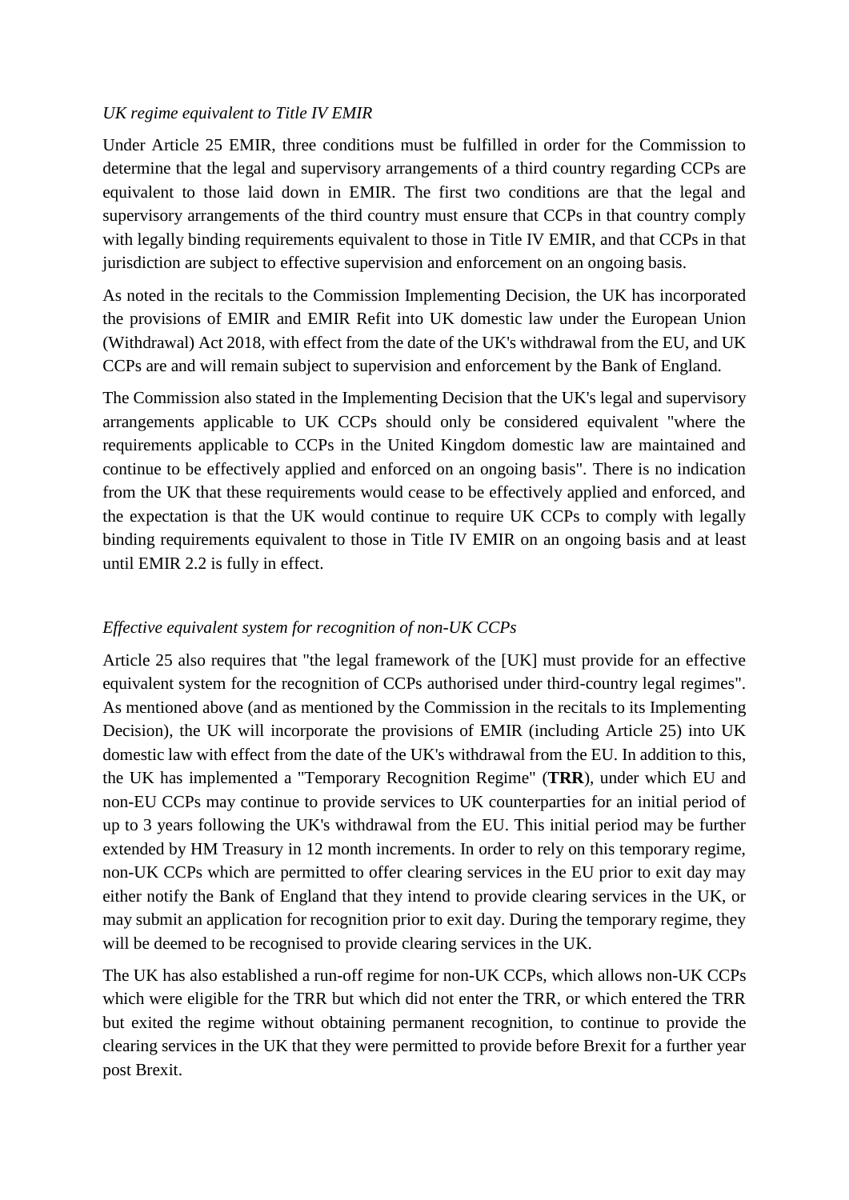*UK regime equivalent to Title IV EMIR*

Under Article 25 EMIR, three conditions must be fulfilled in order for the Commission to determine that the legal and supervisory arrangements of a third country regarding CCPs are equivalent to those laid down in EMIR. The first two conditions are that the legal and supervisory arrangements of the third country must ensure that CCPs in that country comply with legally binding requirements equivalent to those in Title IV EMIR, and that CCPs in that jurisdiction are subject to effective supervision and enforcement on an ongoing basis.

As noted in the recitals to the Commission Implementing Decision, the UK has incorporated the provisions of EMIR and EMIR Refit into UK domestic law under the European Union (Withdrawal) Act 2018, with effect from the date of the UK's withdrawal from the EU, and UK CCPs are and will remain subject to supervision and enforcement by the Bank of England.

The Commission also stated in the Implementing Decision that the UK's legal and supervisory arrangements applicable to UK CCPs should only be considered equivalent "where the requirements applicable to CCPs in the United Kingdom domestic law are maintained and continue to be effectively applied and enforced on an ongoing basis". There is no indication from the UK that these requirements would cease to be effectively applied and enforced, and the expectation is that the UK would continue to require UK CCPs to comply with legally binding requirements equivalent to those in Title IV EMIR on an ongoing basis and at least until EMIR 2.2 is fully in effect.

*Effective equivalent system for recognition of non-UK CCPs*

Article 25 also requires that "the legal framework of the [UK] must provide for an effective equivalent system for the recognition of CCPs authorised under third-country legal regimes". As mentioned above (and as mentioned by the Commission in the recitals to its Implementing Decision), the UK will incorporate the provisions of EMIR (including Article 25) into UK domestic law with effect from the date of the UK's withdrawal from the EU. In addition to this, the UK has implemented a "Temporary Recognition Regime" (**TRR**), under which EU and non-EU CCPs may continue to provide services to UK counterparties for an initial period of up to 3 years following the UK's withdrawal from the EU. This initial period may be further extended by HM Treasury in 12 month increments. In order to rely on this temporary regime, non-UK CCPs which are permitted to offer clearing services in the EU prior to exit day may either notify the Bank of England that they intend to provide clearing services in the UK, or may submit an application for recognition prior to exit day. During the temporary regime, they will be deemed to be recognised to provide clearing services in the UK.

The UK has also established a run-off regime for non-UK CCPs, which allows non-UK CCPs which were eligible for the TRR but which did not enter the TRR, or which entered the TRR but exited the regime without obtaining permanent recognition, to continue to provide the clearing services in the UK that they were permitted to provide before Brexit for a further year post Brexit.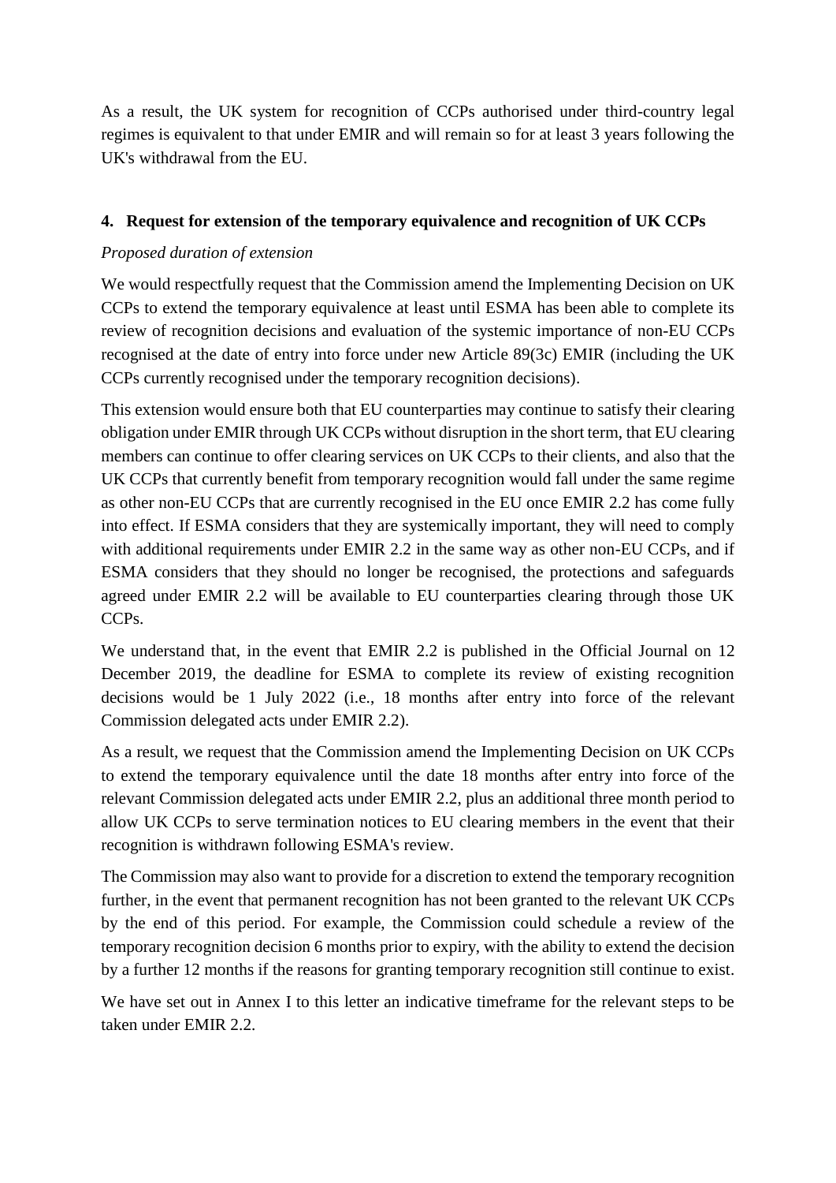As a result, the UK system for recognition of CCPs authorised under third-country legal regimes is equivalent to that under EMIR and will remain so for at least 3 years following the UK's withdrawal from the EU.

## 4. Request for extension of the temporary equivalence and recognition of UK CCPs

*Proposed duration of extension*

We would respectfully request that the Commission amend the Implementing Decision on UK CCPs to extend the temporary equivalence at least until ESMA has been able to complete its review of recognition decisions and evaluation of the systemic importance of non-EU CCPs recognised at the date of entry into force under new Article 89(3c) EMIR (including the UK CCPs currently recognised under the temporary recognition decisions).

This extension would ensure both that EU counterparties may continue to satisfy their clearing obligation under EMIR through UK CCPs without disruption in the short term, that EU clearing members can continue to offer clearing services on UK CCPs to their clients, and also that the UK CCPs that currently benefit from temporary recognition would fall under the same regime as other non-EU CCPs that are currently recognised in the EU once EMIR 2.2 has come fully into effect. If ESMA considers that they are systemically important, they will need to comply with additional requirements under EMIR 2.2 in the same way as other non-EU CCPs, and if ESMA considers that they should no longer be recognised, the protections and safeguards agreed under EMIR 2.2 will be available to EU counterparties clearing through those UK CCPs.

We understand that, in the event that EMIR 2.2 is published in the Official Journal on 12 December 2019, the deadline for ESMA to complete its review of existing recognition decisions would be 1 July 2022 (i.e., 18 months after entry into force of the relevant Commission delegated acts under EMIR 2.2).

As a result, we request that the Commission amend the Implementing Decision on UK CCPs to extend the temporary equivalence until the date 18 months after entry into force of the relevant Commission delegated acts under EMIR 2.2, plus an additional three month period to allow UK CCPs to serve termination notices to EU clearing members in the event that their recognition is withdrawn following ESMA's review.

The Commission may also want to provide for a discretion to extend the temporary recognition further, in the event that permanent recognition has not been granted to the relevant UK CCPs by the end of this period. For example, the Commission could schedule a review of the temporary recognition decision 6 months prior to expiry, with the ability to extend the decision by a further 12 months if the reasons for granting temporary recognition still continue to exist.

We have set out in Annex I to this letter an indicative timeframe for the relevant steps to be taken under EMIR 2.2.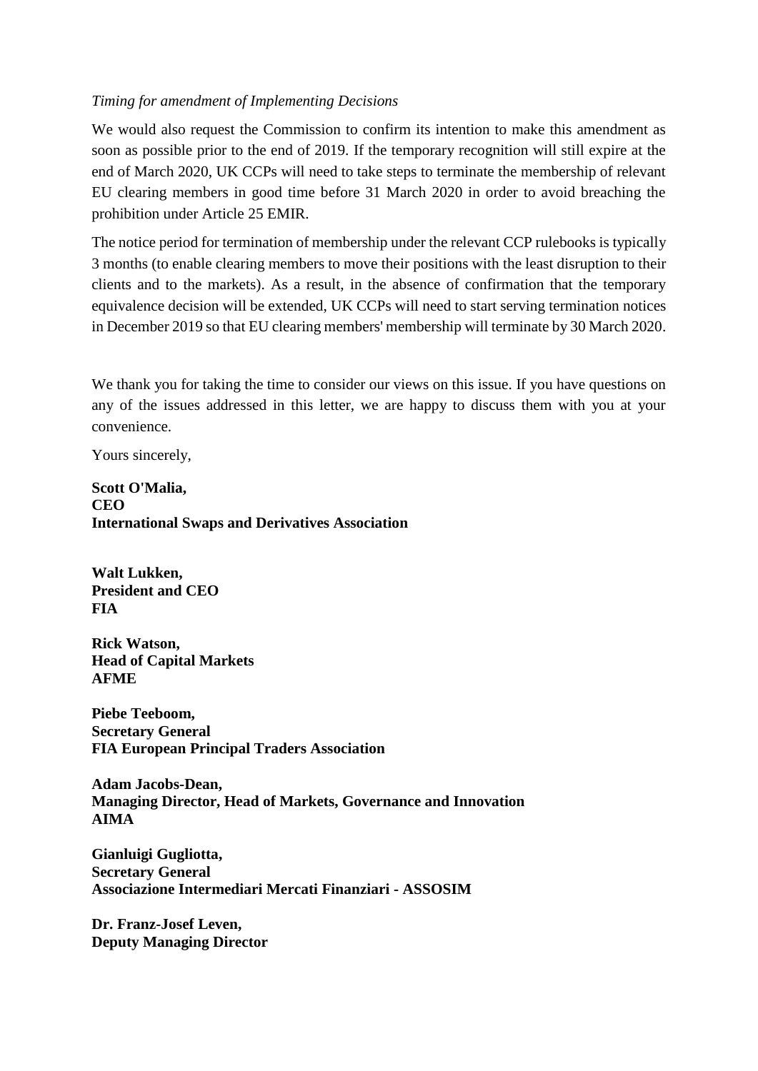*Timing for amendment of Implementing Decisions*

We would also request the Commission to confirm its intention to make this amendment as soon as possible prior to the end of 2019. If the temporary recognition will still expire at the end of March 2020, UK CCPs will need to take steps to terminate the membership of relevant EU clearing members in good time before 31 March 2020 in order to avoid breaching the prohibition under Article 25 EMIR.

The notice period for termination of membership under the relevant CCP rulebooks is typically 3 months (to enable clearing members to move their positions with the least disruption to their clients and to the markets). As a result, in the absence of confirmation that the temporary equivalence decision will be extended, UK CCPs will need to start serving termination notices in December 2019 so that EU clearing members' membership will terminate by 30 March 2020.

We thank you for taking the time to consider our views on this issue. If you have questions on any of the issues addressed in this letter, we are happy to discuss them with you at your convenience.

Yours sincerely,

**Scott O'Malia,**
**CEO**
**International Swaps and Derivatives Association**

**Walt Lukken,**
**President and CEO**
**FIA**

**Rick Watson,**
**Head of Capital Markets**
**AFME**

**Piebe Teeboom,**
**Secretary General**
**FIA European Principal Traders Association**

**Adam Jacobs-Dean,**
**Managing Director, Head of Markets, Governance and Innovation**
**AIMA**

**Gianluigi Gugliotta,**
**Secretary General**
**Associazione Intermediari Mercati Finanziari - ASSOSIM**

**Dr. Franz-Josef Leven,**
**Deputy Managing Director**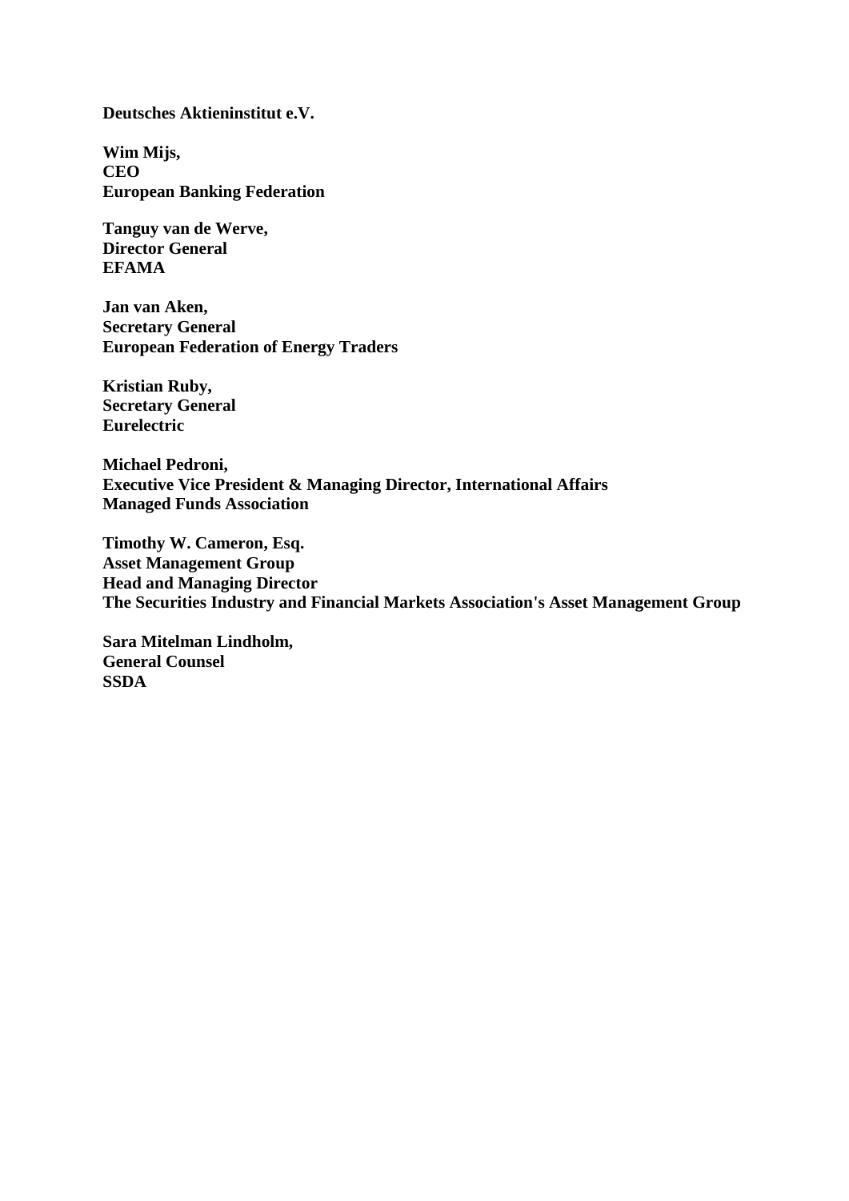**Deutsches Aktieninstitut e.V.**

**Wim Mijs,**
**CEO**
**European Banking Federation**

**Tanguy van de Werve,**
**Director General**
**EFAMA**

**Jan van Aken,**
**Secretary General**
**European Federation of Energy Traders**

**Kristian Ruby,**
**Secretary General**
**Eurelectric**

**Michael Pedroni,**
**Executive Vice President & Managing Director, International Affairs**
**Managed Funds Association**

**Timothy W. Cameron, Esq.**
**Asset Management Group**
**Head and Managing Director**
**The Securities Industry and Financial Markets Association's Asset Management Group**

**Sara Mitelman Lindholm,**
**General Counsel**
**SSDA**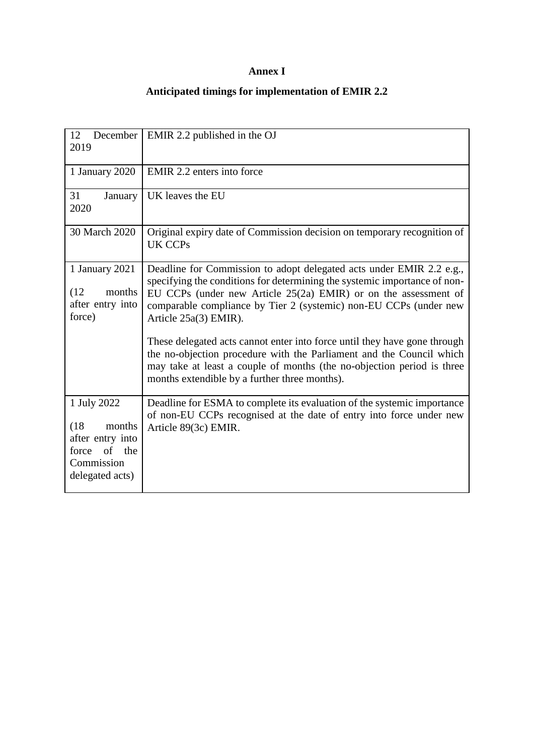**Annex I**

**Anticipated timings for implementation of EMIR 2.2**

| | |
|---|---|
| 12 December 2019 | EMIR 2.2 published in the OJ |
| 1 January 2020 | EMIR 2.2 enters into force |
| 31 January 2020 | UK leaves the EU |
| 30 March 2020 | Original expiry date of Commission decision on temporary recognition of UK CCPs |
| 1 January 2021<br><br>(12 months after entry into force) | Deadline for Commission to adopt delegated acts under EMIR 2.2 e.g., specifying the conditions for determining the systemic importance of non-EU CCPs (under new Article 25(2a) EMIR) or on the assessment of comparable compliance by Tier 2 (systemic) non-EU CCPs (under new Article 25a(3) EMIR).<br><br>These delegated acts cannot enter into force until they have gone through the no-objection procedure with the Parliament and the Council which may take at least a couple of months (the no-objection period is three months extendible by a further three months). |
| 1 July 2022<br><br>(18 months after entry into force of the Commission delegated acts) | Deadline for ESMA to complete its evaluation of the systemic importance of non-EU CCPs recognised at the date of entry into force under new Article 89(3c) EMIR. |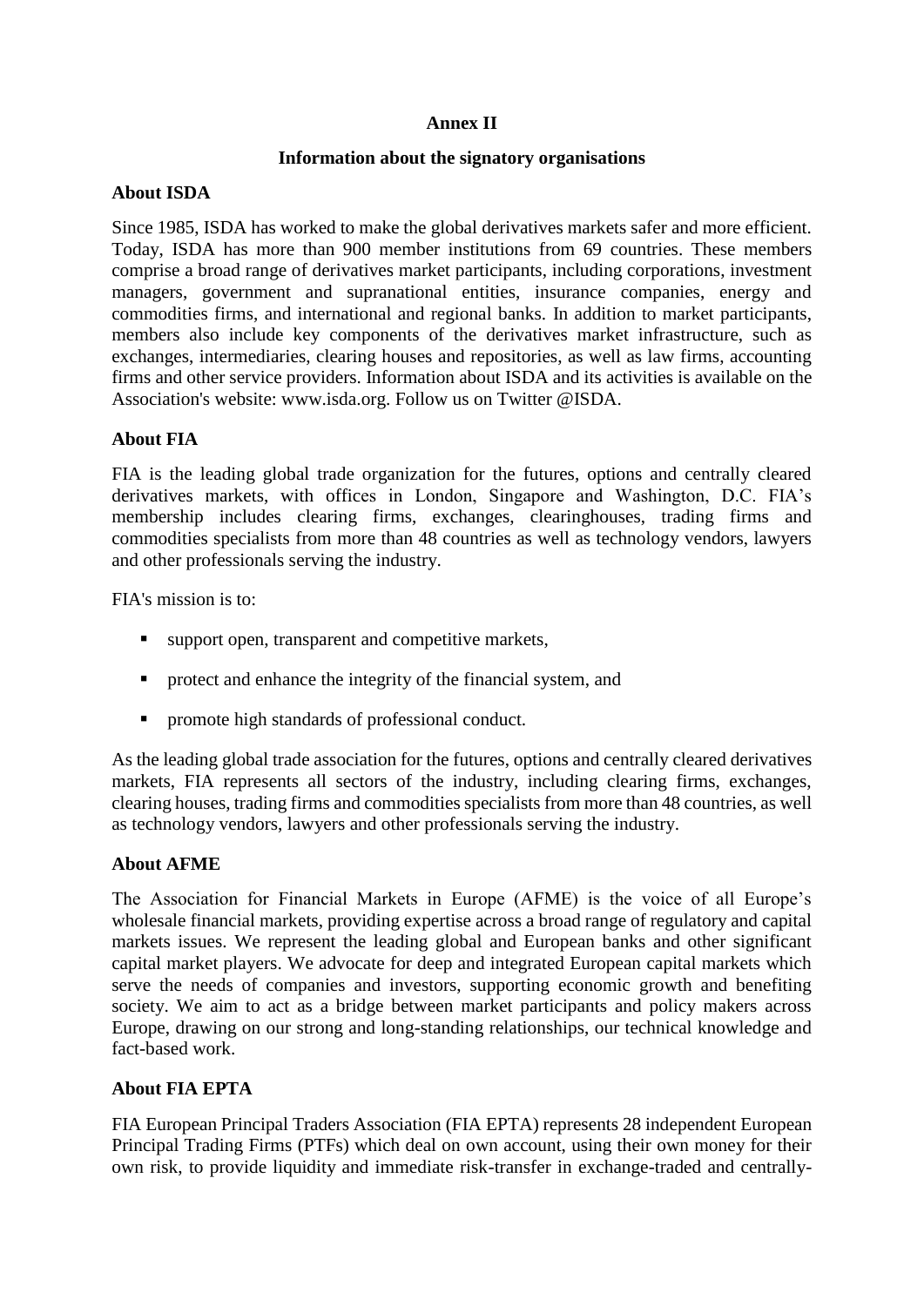# Annex II

## Information about the signatory organisations

### About ISDA

Since 1985, ISDA has worked to make the global derivatives markets safer and more efficient. Today, ISDA has more than 900 member institutions from 69 countries. These members comprise a broad range of derivatives market participants, including corporations, investment managers, government and supranational entities, insurance companies, energy and commodities firms, and international and regional banks. In addition to market participants, members also include key components of the derivatives market infrastructure, such as exchanges, intermediaries, clearing houses and repositories, as well as law firms, accounting firms and other service providers. Information about ISDA and its activities is available on the Association's website: www.isda.org. Follow us on Twitter @ISDA.

### About FIA

FIA is the leading global trade organization for the futures, options and centrally cleared derivatives markets, with offices in London, Singapore and Washington, D.C. FIA's membership includes clearing firms, exchanges, clearinghouses, trading firms and commodities specialists from more than 48 countries as well as technology vendors, lawyers and other professionals serving the industry.

FIA's mission is to:

- support open, transparent and competitive markets,
- protect and enhance the integrity of the financial system, and
- promote high standards of professional conduct.

As the leading global trade association for the futures, options and centrally cleared derivatives markets, FIA represents all sectors of the industry, including clearing firms, exchanges, clearing houses, trading firms and commodities specialists from more than 48 countries, as well as technology vendors, lawyers and other professionals serving the industry.

### About AFME

The Association for Financial Markets in Europe (AFME) is the voice of all Europe's wholesale financial markets, providing expertise across a broad range of regulatory and capital markets issues. We represent the leading global and European banks and other significant capital market players. We advocate for deep and integrated European capital markets which serve the needs of companies and investors, supporting economic growth and benefiting society. We aim to act as a bridge between market participants and policy makers across Europe, drawing on our strong and long-standing relationships, our technical knowledge and fact-based work.

### About FIA EPTA

FIA European Principal Traders Association (FIA EPTA) represents 28 independent European Principal Trading Firms (PTFs) which deal on own account, using their own money for their own risk, to provide liquidity and immediate risk-transfer in exchange-traded and centrally-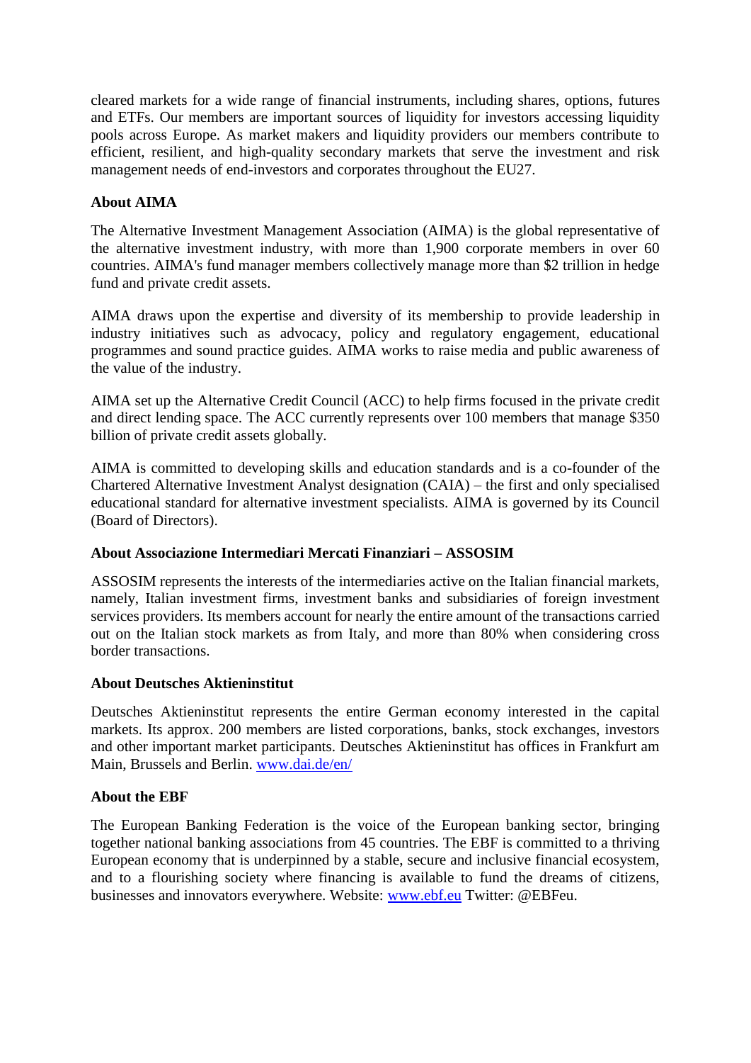cleared markets for a wide range of financial instruments, including shares, options, futures and ETFs. Our members are important sources of liquidity for investors accessing liquidity pools across Europe. As market makers and liquidity providers our members contribute to efficient, resilient, and high-quality secondary markets that serve the investment and risk management needs of end-investors and corporates throughout the EU27.

**About AIMA**

The Alternative Investment Management Association (AIMA) is the global representative of the alternative investment industry, with more than 1,900 corporate members in over 60 countries. AIMA's fund manager members collectively manage more than $2 trillion in hedge fund and private credit assets.

AIMA draws upon the expertise and diversity of its membership to provide leadership in industry initiatives such as advocacy, policy and regulatory engagement, educational programmes and sound practice guides. AIMA works to raise media and public awareness of the value of the industry.

AIMA set up the Alternative Credit Council (ACC) to help firms focused in the private credit and direct lending space. The ACC currently represents over 100 members that manage $350 billion of private credit assets globally.

AIMA is committed to developing skills and education standards and is a co-founder of the Chartered Alternative Investment Analyst designation (CAIA) – the first and only specialised educational standard for alternative investment specialists. AIMA is governed by its Council (Board of Directors).

**About Associazione Intermediari Mercati Finanziari – ASSOSIM**

ASSOSIM represents the interests of the intermediaries active on the Italian financial markets, namely, Italian investment firms, investment banks and subsidiaries of foreign investment services providers. Its members account for nearly the entire amount of the transactions carried out on the Italian stock markets as from Italy, and more than 80% when considering cross border transactions.

**About Deutsches Aktieninstitut**

Deutsches Aktieninstitut represents the entire German economy interested in the capital markets. Its approx. 200 members are listed corporations, banks, stock exchanges, investors and other important market participants. Deutsches Aktieninstitut has offices in Frankfurt am Main, Brussels and Berlin. [www.dai.de/en/](www.dai.de/en/)

**About the EBF**

The European Banking Federation is the voice of the European banking sector, bringing together national banking associations from 45 countries. The EBF is committed to a thriving European economy that is underpinned by a stable, secure and inclusive financial ecosystem, and to a flourishing society where financing is available to fund the dreams of citizens, businesses and innovators everywhere. Website: [www.ebf.eu](www.ebf.eu) Twitter: @EBFeu.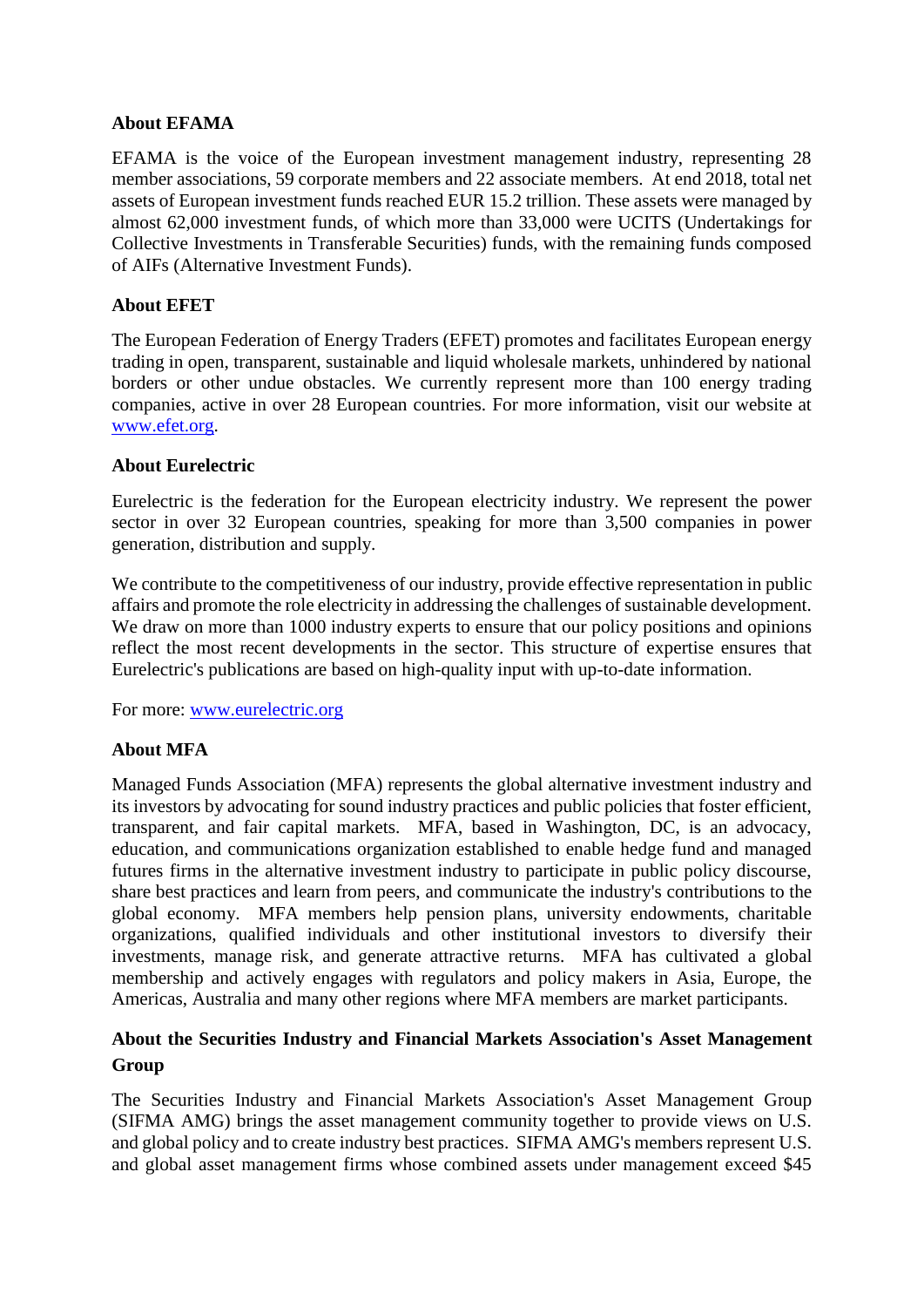**About EFAMA**

EFAMA is the voice of the European investment management industry, representing 28 member associations, 59 corporate members and 22 associate members. At end 2018, total net assets of European investment funds reached EUR 15.2 trillion. These assets were managed by almost 62,000 investment funds, of which more than 33,000 were UCITS (Undertakings for Collective Investments in Transferable Securities) funds, with the remaining funds composed of AIFs (Alternative Investment Funds).

**About EFET**

The European Federation of Energy Traders (EFET) promotes and facilitates European energy trading in open, transparent, sustainable and liquid wholesale markets, unhindered by national borders or other undue obstacles. We currently represent more than 100 energy trading companies, active in over 28 European countries. For more information, visit our website at [www.efet.org](www.efet.org).

**About Eurelectric**

Eurelectric is the federation for the European electricity industry. We represent the power sector in over 32 European countries, speaking for more than 3,500 companies in power generation, distribution and supply.

We contribute to the competitiveness of our industry, provide effective representation in public affairs and promote the role electricity in addressing the challenges of sustainable development. We draw on more than 1000 industry experts to ensure that our policy positions and opinions reflect the most recent developments in the sector. This structure of expertise ensures that Eurelectric's publications are based on high-quality input with up-to-date information.

For more: [www.eurelectric.org](www.eurelectric.org)

**About MFA**

Managed Funds Association (MFA) represents the global alternative investment industry and its investors by advocating for sound industry practices and public policies that foster efficient, transparent, and fair capital markets. MFA, based in Washington, DC, is an advocacy, education, and communications organization established to enable hedge fund and managed futures firms in the alternative investment industry to participate in public policy discourse, share best practices and learn from peers, and communicate the industry's contributions to the global economy. MFA members help pension plans, university endowments, charitable organizations, qualified individuals and other institutional investors to diversify their investments, manage risk, and generate attractive returns. MFA has cultivated a global membership and actively engages with regulators and policy makers in Asia, Europe, the Americas, Australia and many other regions where MFA members are market participants.

**About the Securities Industry and Financial Markets Association's Asset Management Group**

The Securities Industry and Financial Markets Association's Asset Management Group (SIFMA AMG) brings the asset management community together to provide views on U.S. and global policy and to create industry best practices. SIFMA AMG's members represent U.S. and global asset management firms whose combined assets under management exceed $45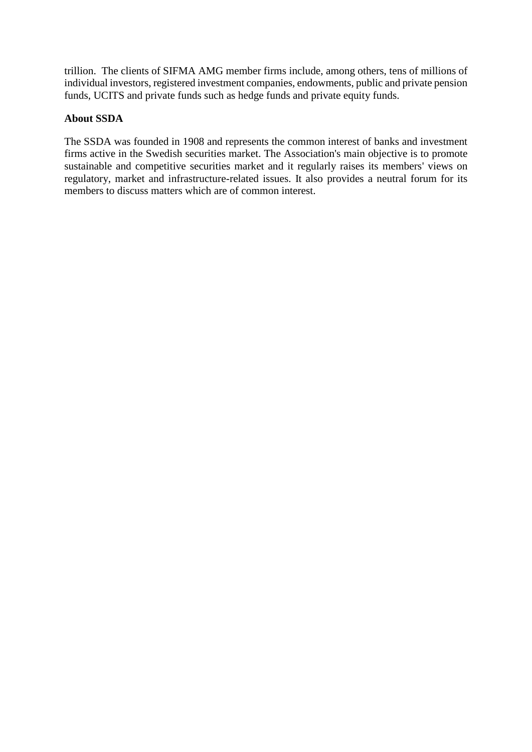trillion. The clients of SIFMA AMG member firms include, among others, tens of millions of individual investors, registered investment companies, endowments, public and private pension funds, UCITS and private funds such as hedge funds and private equity funds.

**About SSDA**

The SSDA was founded in 1908 and represents the common interest of banks and investment firms active in the Swedish securities market. The Association's main objective is to promote sustainable and competitive securities market and it regularly raises its members' views on regulatory, market and infrastructure-related issues. It also provides a neutral forum for its members to discuss matters which are of common interest.